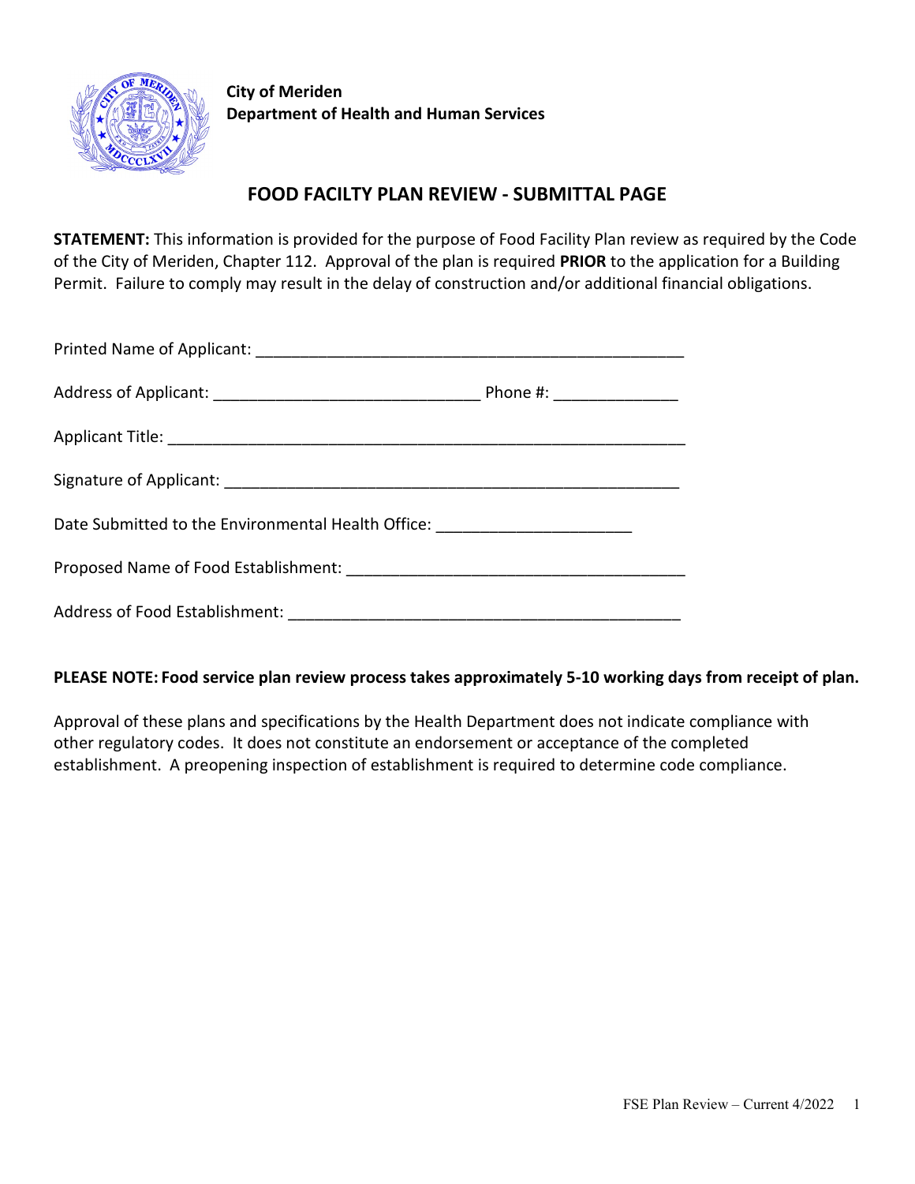**City of Meriden**
**Department of Health and Human Services**

# FOOD FACILTY PLAN REVIEW - SUBMITTAL PAGE

**STATEMENT:** This information is provided for the purpose of Food Facility Plan review as required by the Code of the City of Meriden, Chapter 112. Approval of the plan is required **PRIOR** to the application for a Building Permit. Failure to comply may result in the delay of construction and/or additional financial obligations.

Printed Name of Applicant: ________________________________________________

Address of Applicant: ______________________________ Phone #: ______________

Applicant Title: __________________________________________________________

Signature of Applicant: ____________________________________________________

Date Submitted to the Environmental Health Office: ______________________

Proposed Name of Food Establishment: ______________________________________

Address of Food Establishment: ____________________________________________

**PLEASE NOTE: Food service plan review process takes approximately 5-10 working days from receipt of plan.**

Approval of these plans and specifications by the Health Department does not indicate compliance with other regulatory codes. It does not constitute an endorsement or acceptance of the completed establishment. A preopening inspection of establishment is required to determine code compliance.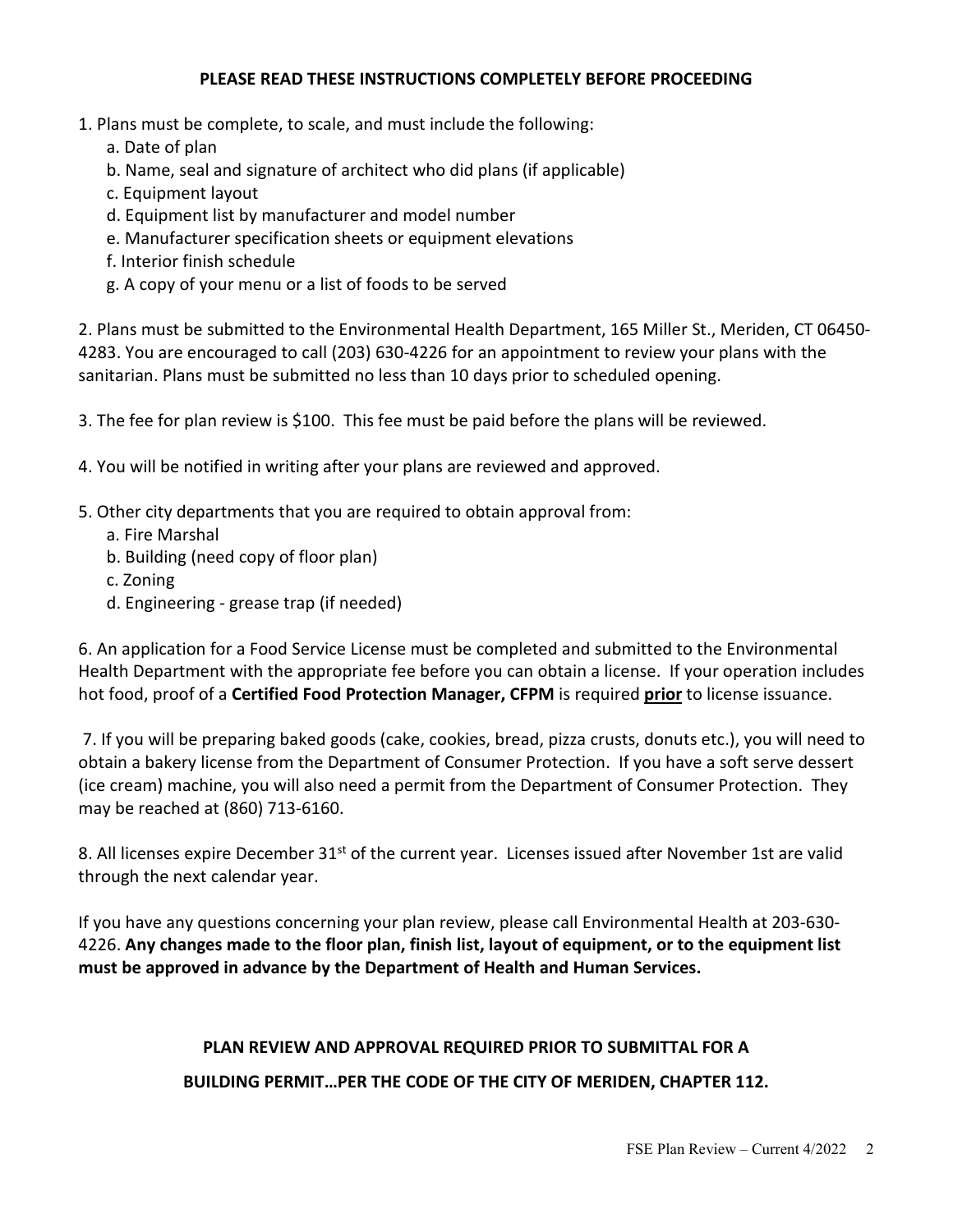**PLEASE READ THESE INSTRUCTIONS COMPLETELY BEFORE PROCEEDING**

1. Plans must be complete, to scale, and must include the following:
   a. Date of plan
   b. Name, seal and signature of architect who did plans (if applicable)
   c. Equipment layout
   d. Equipment list by manufacturer and model number
   e. Manufacturer specification sheets or equipment elevations
   f. Interior finish schedule
   g. A copy of your menu or a list of foods to be served

2. Plans must be submitted to the Environmental Health Department, 165 Miller St., Meriden, CT 06450-4283. You are encouraged to call (203) 630-4226 for an appointment to review your plans with the sanitarian. Plans must be submitted no less than 10 days prior to scheduled opening.

3. The fee for plan review is $100. This fee must be paid before the plans will be reviewed.

4. You will be notified in writing after your plans are reviewed and approved.

5. Other city departments that you are required to obtain approval from:
   a. Fire Marshal
   b. Building (need copy of floor plan)
   c. Zoning
   d. Engineering - grease trap (if needed)

6. An application for a Food Service License must be completed and submitted to the Environmental Health Department with the appropriate fee before you can obtain a license. If your operation includes hot food, proof of a **Certified Food Protection Manager, CFPM** is required **prior** to license issuance.

7. If you will be preparing baked goods (cake, cookies, bread, pizza crusts, donuts etc.), you will need to obtain a bakery license from the Department of Consumer Protection. If you have a soft serve dessert (ice cream) machine, you will also need a permit from the Department of Consumer Protection. They may be reached at (860) 713-6160.

8. All licenses expire December 31st of the current year. Licenses issued after November 1st are valid through the next calendar year.

If you have any questions concerning your plan review, please call Environmental Health at 203-630-4226. **Any changes made to the floor plan, finish list, layout of equipment, or to the equipment list must be approved in advance by the Department of Health and Human Services.**

**PLAN REVIEW AND APPROVAL REQUIRED PRIOR TO SUBMITTAL FOR A BUILDING PERMIT…PER THE CODE OF THE CITY OF MERIDEN, CHAPTER 112.**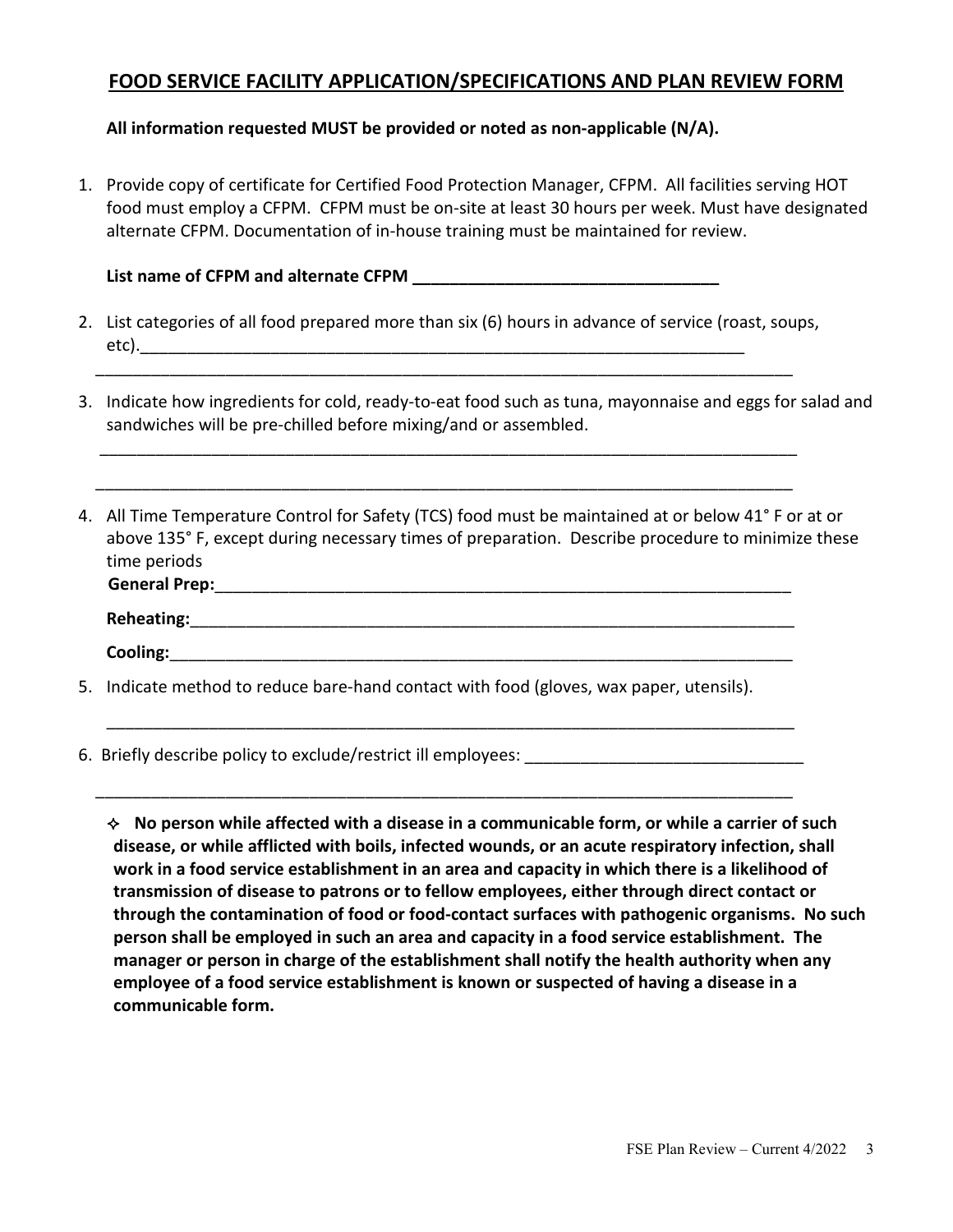## FOOD SERVICE FACILITY APPLICATION/SPECIFICATIONS AND PLAN REVIEW FORM

**All information requested MUST be provided or noted as non-applicable (N/A).**

1. Provide copy of certificate for Certified Food Protection Manager, CFPM. All facilities serving HOT food must employ a CFPM. CFPM must be on-site at least 30 hours per week. Must have designated alternate CFPM. Documentation of in-house training must be maintained for review.

   **List name of CFPM and alternate CFPM ________________________________**

2. List categories of all food prepared more than six (6) hours in advance of service (roast, soups, etc).________________________________________________________________

   ____________________________________________________________________________

3. Indicate how ingredients for cold, ready-to-eat food such as tuna, mayonnaise and eggs for salad and sandwiches will be pre-chilled before mixing/and or assembled.

   ____________________________________________________________________________

   ____________________________________________________________________________

4. All Time Temperature Control for Safety (TCS) food must be maintained at or below 41° F or at or above 135° F, except during necessary times of preparation. Describe procedure to minimize these time periods

   **General Prep:**_________________________________________________________________

   **Reheating:**___________________________________________________________________

   **Cooling:**_____________________________________________________________________

5. Indicate method to reduce bare-hand contact with food (gloves, wax paper, utensils).

   ____________________________________________________________________________

6. Briefly describe policy to exclude/restrict ill employees: ______________________________

   ____________________________________________________________________________

   - **No person while affected with a disease in a communicable form, or while a carrier of such disease, or while afflicted with boils, infected wounds, or an acute respiratory infection, shall work in a food service establishment in an area and capacity in which there is a likelihood of transmission of disease to patrons or to fellow employees, either through direct contact or through the contamination of food or food-contact surfaces with pathogenic organisms. No such person shall be employed in such an area and capacity in a food service establishment. The manager or person in charge of the establishment shall notify the health authority when any employee of a food service establishment is known or suspected of having a disease in a communicable form.**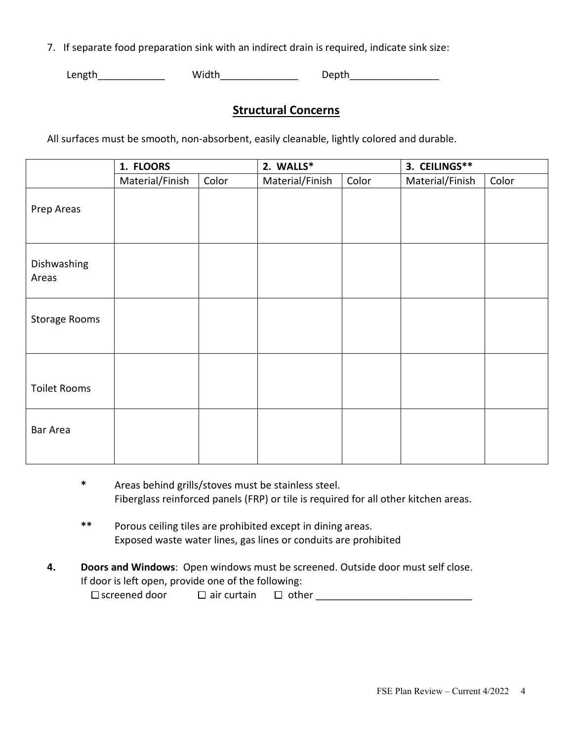7. If separate food preparation sink with an indirect drain is required, indicate sink size:

Length____________ Width______________ Depth________________

## Structural Concerns

All surfaces must be smooth, non-absorbent, easily cleanable, lightly colored and durable.

| | 1. FLOORS | | 2. WALLS* | | 3. CEILINGS** | |
|---|---|---|---|---|---|---|
| | Material/Finish | Color | Material/Finish | Color | Material/Finish | Color |
| Prep Areas | | | | | | |
| Dishwashing Areas | | | | | | |
| Storage Rooms | | | | | | |
| Toilet Rooms | | | | | | |
| Bar Area | | | | | | |

* Areas behind grills/stoves must be stainless steel.
  Fiberglass reinforced panels (FRP) or tile is required for all other kitchen areas.

** Porous ceiling tiles are prohibited except in dining areas.
  Exposed waste water lines, gas lines or conduits are prohibited

**4. Doors and Windows**: Open windows must be screened. Outside door must self close.
If door is left open, provide one of the following:
☐ screened door ☐ air curtain ☐ other ____________________________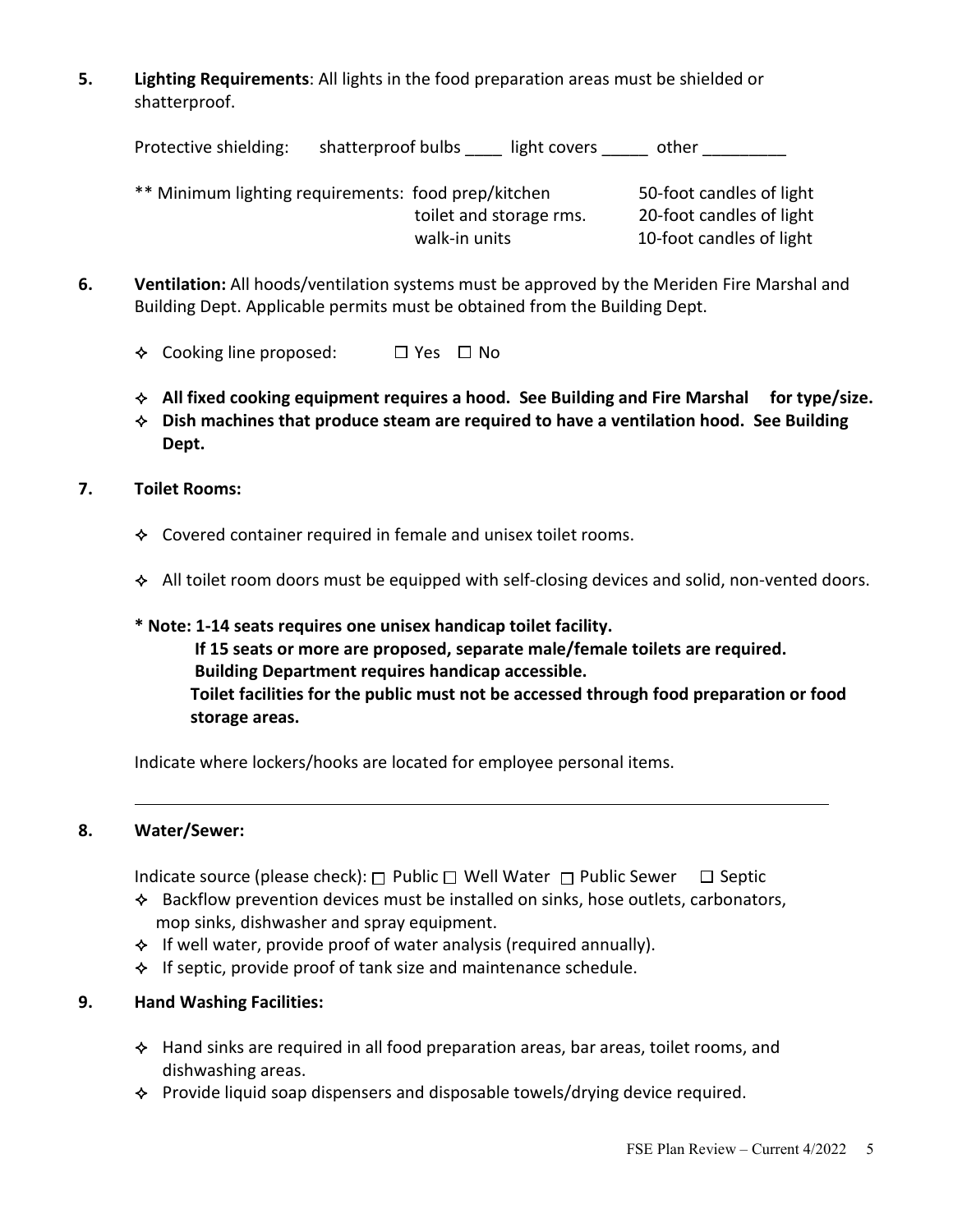**5. Lighting Requirements**: All lights in the food preparation areas must be shielded or shatterproof.

Protective shielding: shatterproof bulbs ____ light covers _____ other _________

| ** Minimum lighting requirements: | | |
|---|---|---|
| | food prep/kitchen | 50-foot candles of light |
| | toilet and storage rms. | 20-foot candles of light |
| | walk-in units | 10-foot candles of light |

**6. Ventilation:** All hoods/ventilation systems must be approved by the Meriden Fire Marshal and Building Dept. Applicable permits must be obtained from the Building Dept.

- Cooking line proposed: ☐ Yes ☐ No
- **All fixed cooking equipment requires a hood. See Building and Fire Marshal for type/size.**
- **Dish machines that produce steam are required to have a ventilation hood. See Building Dept.**

**7. Toilet Rooms:**

- Covered container required in female and unisex toilet rooms.
- All toilet room doors must be equipped with self-closing devices and solid, non-vented doors.

**\* Note: 1-14 seats requires one unisex handicap toilet facility.**
**If 15 seats or more are proposed, separate male/female toilets are required.**
**Building Department requires handicap accessible.**
**Toilet facilities for the public must not be accessed through food preparation or food storage areas.**

Indicate where lockers/hooks are located for employee personal items.

______________________________________________________________________

**8. Water/Sewer:**

Indicate source (please check): ☐ Public ☐ Well Water ☐ Public Sewer ☐ Septic

- Backflow prevention devices must be installed on sinks, hose outlets, carbonators, mop sinks, dishwasher and spray equipment.
- If well water, provide proof of water analysis (required annually).
- If septic, provide proof of tank size and maintenance schedule.

**9. Hand Washing Facilities:**

- Hand sinks are required in all food preparation areas, bar areas, toilet rooms, and dishwashing areas.
- Provide liquid soap dispensers and disposable towels/drying device required.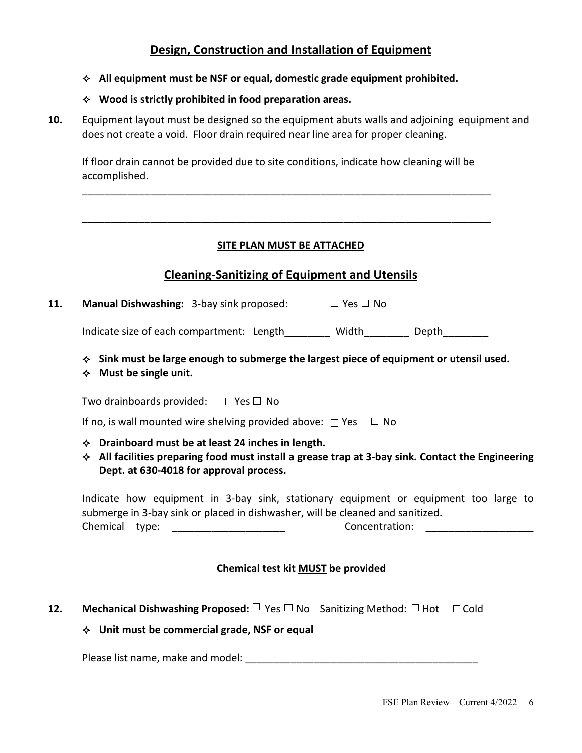## Design, Construction and Installation of Equipment

- **All equipment must be NSF or equal, domestic grade equipment prohibited.**
- **Wood is strictly prohibited in food preparation areas.**

**10.** Equipment layout must be designed so the equipment abuts walls and adjoining equipment and does not create a void. Floor drain required near line area for proper cleaning.

If floor drain cannot be provided due to site conditions, indicate how cleaning will be accomplished.

___________________________________________________________________________

___________________________________________________________________________

**SITE PLAN MUST BE ATTACHED**

## Cleaning-Sanitizing of Equipment and Utensils

**11. Manual Dishwashing:** 3-bay sink proposed: ☐ Yes ☐ No

Indicate size of each compartment: Length________ Width________ Depth________

- **Sink must be large enough to submerge the largest piece of equipment or utensil used.**
- **Must be single unit.**

Two drainboards provided: ☐ Yes ☐ No

If no, is wall mounted wire shelving provided above: ☐ Yes ☐ No

- **Drainboard must be at least 24 inches in length.**
- **All facilities preparing food must install a grease trap at 3-bay sink. Contact the Engineering Dept. at 630-4018 for approval process.**

Indicate how equipment in 3-bay sink, stationary equipment or equipment too large to submerge in 3-bay sink or placed in dishwasher, will be cleaned and sanitized.

Chemical type: ____________________ Concentration: ___________________

**Chemical test kit MUST be provided**

**12. Mechanical Dishwashing Proposed:** ☐ Yes ☐ No Sanitizing Method: ☐ Hot ☐ Cold

- **Unit must be commercial grade, NSF or equal**

Please list name, make and model: __________________________________________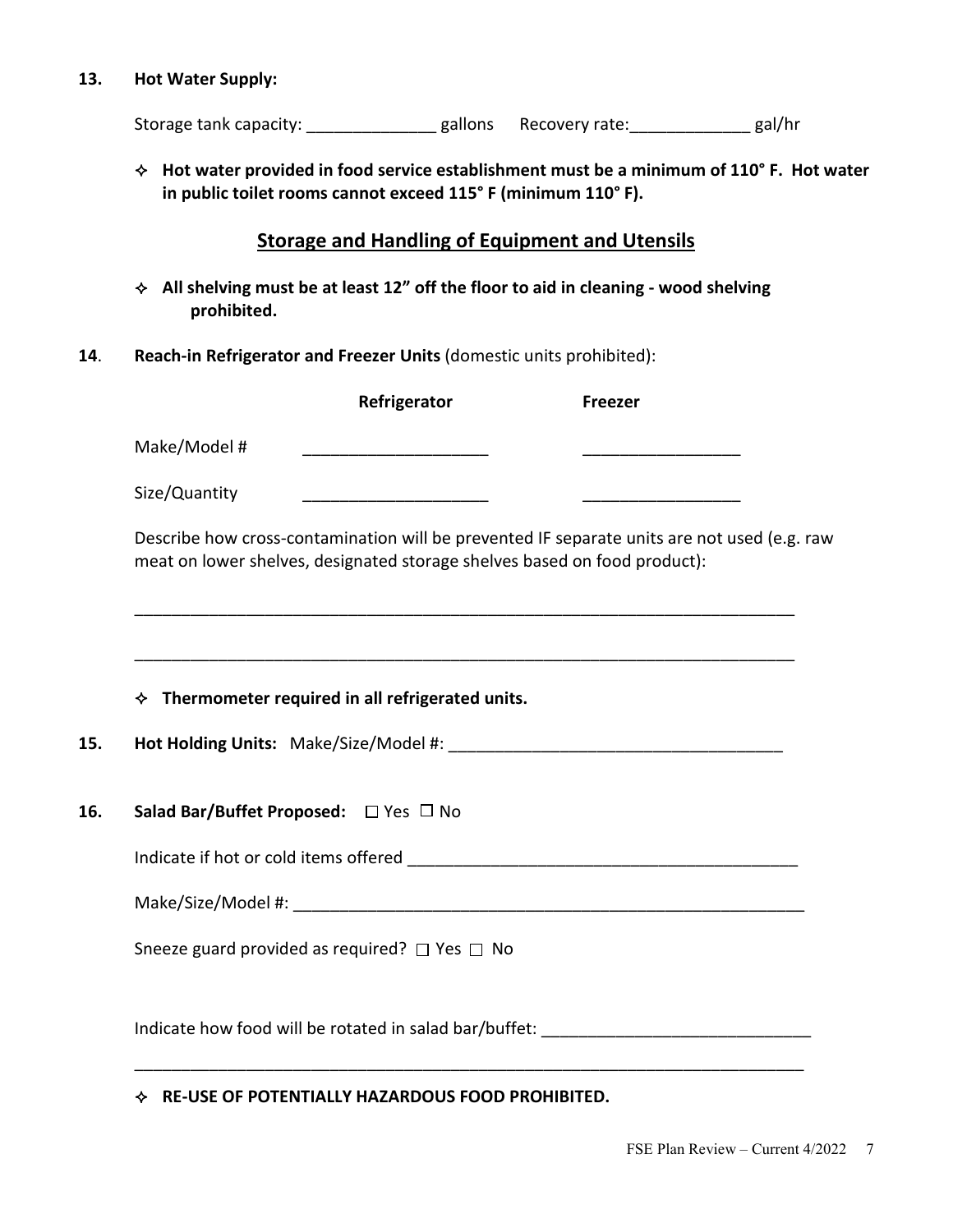**13. Hot Water Supply:**

Storage tank capacity: ______________ gallons  Recovery rate:_____________ gal/hr

✧ **Hot water provided in food service establishment must be a minimum of 110° F. Hot water in public toilet rooms cannot exceed 115° F (minimum 110° F).**

## Storage and Handling of Equipment and Utensils

✧ **All shelving must be at least 12" off the floor to aid in cleaning - wood shelving prohibited.**

**14. Reach-in Refrigerator and Freezer Units** (domestic units prohibited):

| | Refrigerator | Freezer |
|---|---|---|
| Make/Model # | ____________________ | _________________ |
| Size/Quantity | ____________________ | _________________ |

Describe how cross-contamination will be prevented IF separate units are not used (e.g. raw meat on lower shelves, designated storage shelves based on food product):

___________________________________________________________________________

___________________________________________________________________________

✧ **Thermometer required in all refrigerated units.**

**15. Hot Holding Units:** Make/Size/Model #: ____________________________________

**16. Salad Bar/Buffet Proposed:** ☐ Yes ☐ No

Indicate if hot or cold items offered ___________________________________________

Make/Size/Model #: _________________________________________________________

Sneeze guard provided as required? ☐ Yes ☐ No

Indicate how food will be rotated in salad bar/buffet: _____________________________

___________________________________________________________________________

✧ **RE-USE OF POTENTIALLY HAZARDOUS FOOD PROHIBITED.**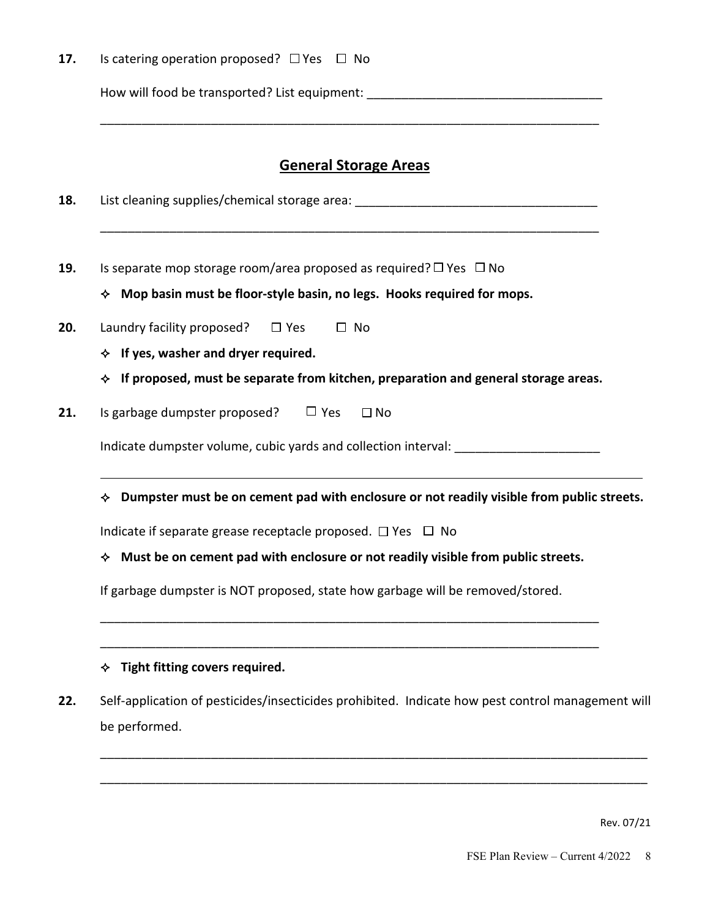**17.** Is catering operation proposed? ☐ Yes ☐ No

How will food be transported? List equipment: ___________________________________

___________________________________________________________________________

## General Storage Areas

**18.** List cleaning supplies/chemical storage area: ___________________________________

___________________________________________________________________________

**19.** Is separate mop storage room/area proposed as required? ☐ Yes ☐ No

- ✧ **Mop basin must be floor-style basin, no legs. Hooks required for mops.**

**20.** Laundry facility proposed? ☐ Yes ☐ No

- ✧ **If yes, washer and dryer required.**
- ✧ **If proposed, must be separate from kitchen, preparation and general storage areas.**

**21.** Is garbage dumpster proposed? ☐ Yes ☐ No

Indicate dumpster volume, cubic yards and collection interval: _____________________

___________________________________________________________________________

- ✧ **Dumpster must be on cement pad with enclosure or not readily visible from public streets.**

Indicate if separate grease receptacle proposed. ☐ Yes ☐ No

- ✧ **Must be on cement pad with enclosure or not readily visible from public streets.**

If garbage dumpster is NOT proposed, state how garbage will be removed/stored.

___________________________________________________________________________

___________________________________________________________________________

- ✧ **Tight fitting covers required.**

**22.** Self-application of pesticides/insecticides prohibited. Indicate how pest control management will be performed.

___________________________________________________________________________

___________________________________________________________________________

Rev. 07/21